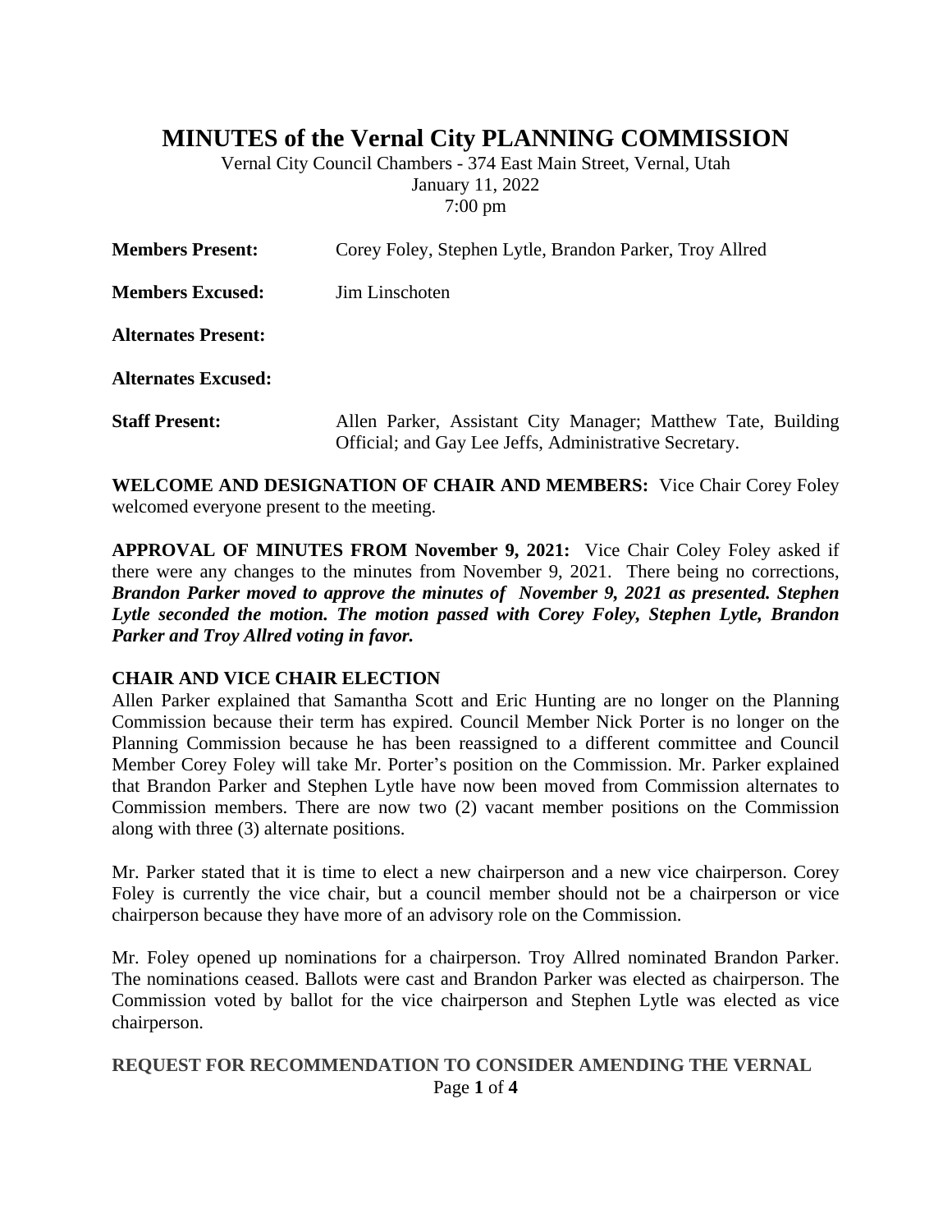# MINUTES of the Vernal City PLANNING COMMISSION

Vernal City Council Chambers - 374 East Main Street, Vernal, Utah
January 11, 2022
7:00 pm

**Members Present:** Corey Foley, Stephen Lytle, Brandon Parker, Troy Allred

**Members Excused:** Jim Linschoten

**Alternates Present:**

**Alternates Excused:**

**Staff Present:** Allen Parker, Assistant City Manager; Matthew Tate, Building Official; and Gay Lee Jeffs, Administrative Secretary.

**WELCOME AND DESIGNATION OF CHAIR AND MEMBERS:** Vice Chair Corey Foley welcomed everyone present to the meeting.

**APPROVAL OF MINUTES FROM November 9, 2021:** Vice Chair Coley Foley asked if there were any changes to the minutes from November 9, 2021. There being no corrections, ***Brandon Parker moved to approve the minutes of November 9, 2021 as presented. Stephen Lytle seconded the motion. The motion passed with Corey Foley, Stephen Lytle, Brandon Parker and Troy Allred voting in favor.***

**CHAIR AND VICE CHAIR ELECTION**

Allen Parker explained that Samantha Scott and Eric Hunting are no longer on the Planning Commission because their term has expired. Council Member Nick Porter is no longer on the Planning Commission because he has been reassigned to a different committee and Council Member Corey Foley will take Mr. Porter's position on the Commission. Mr. Parker explained that Brandon Parker and Stephen Lytle have now been moved from Commission alternates to Commission members. There are now two (2) vacant member positions on the Commission along with three (3) alternate positions.

Mr. Parker stated that it is time to elect a new chairperson and a new vice chairperson. Corey Foley is currently the vice chair, but a council member should not be a chairperson or vice chairperson because they have more of an advisory role on the Commission.

Mr. Foley opened up nominations for a chairperson. Troy Allred nominated Brandon Parker. The nominations ceased. Ballots were cast and Brandon Parker was elected as chairperson. The Commission voted by ballot for the vice chairperson and Stephen Lytle was elected as vice chairperson.

**REQUEST FOR RECOMMENDATION TO CONSIDER AMENDING THE VERNAL**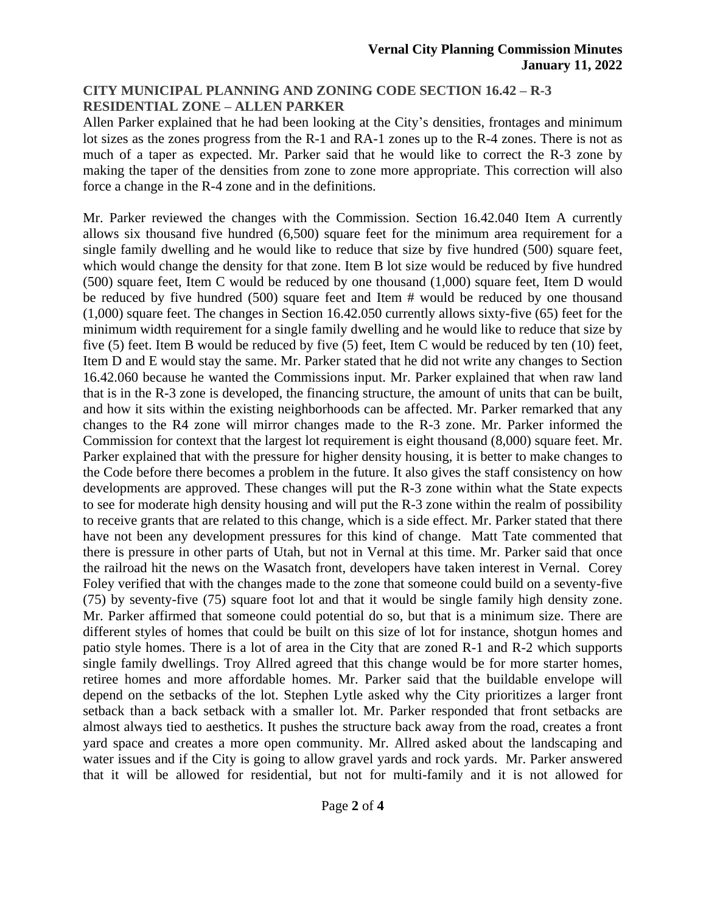## CITY MUNICIPAL PLANNING AND ZONING CODE SECTION 16.42 – R-3 RESIDENTIAL ZONE – ALLEN PARKER

Allen Parker explained that he had been looking at the City's densities, frontages and minimum lot sizes as the zones progress from the R-1 and RA-1 zones up to the R-4 zones. There is not as much of a taper as expected. Mr. Parker said that he would like to correct the R-3 zone by making the taper of the densities from zone to zone more appropriate. This correction will also force a change in the R-4 zone and in the definitions.

Mr. Parker reviewed the changes with the Commission. Section 16.42.040 Item A currently allows six thousand five hundred (6,500) square feet for the minimum area requirement for a single family dwelling and he would like to reduce that size by five hundred (500) square feet, which would change the density for that zone. Item B lot size would be reduced by five hundred (500) square feet, Item C would be reduced by one thousand (1,000) square feet, Item D would be reduced by five hundred (500) square feet and Item # would be reduced by one thousand (1,000) square feet. The changes in Section 16.42.050 currently allows sixty-five (65) feet for the minimum width requirement for a single family dwelling and he would like to reduce that size by five (5) feet. Item B would be reduced by five (5) feet, Item C would be reduced by ten (10) feet, Item D and E would stay the same. Mr. Parker stated that he did not write any changes to Section 16.42.060 because he wanted the Commissions input. Mr. Parker explained that when raw land that is in the R-3 zone is developed, the financing structure, the amount of units that can be built, and how it sits within the existing neighborhoods can be affected. Mr. Parker remarked that any changes to the R4 zone will mirror changes made to the R-3 zone. Mr. Parker informed the Commission for context that the largest lot requirement is eight thousand (8,000) square feet. Mr. Parker explained that with the pressure for higher density housing, it is better to make changes to the Code before there becomes a problem in the future. It also gives the staff consistency on how developments are approved. These changes will put the R-3 zone within what the State expects to see for moderate high density housing and will put the R-3 zone within the realm of possibility to receive grants that are related to this change, which is a side effect. Mr. Parker stated that there have not been any development pressures for this kind of change. Matt Tate commented that there is pressure in other parts of Utah, but not in Vernal at this time. Mr. Parker said that once the railroad hit the news on the Wasatch front, developers have taken interest in Vernal. Corey Foley verified that with the changes made to the zone that someone could build on a seventy-five (75) by seventy-five (75) square foot lot and that it would be single family high density zone. Mr. Parker affirmed that someone could potential do so, but that is a minimum size. There are different styles of homes that could be built on this size of lot for instance, shotgun homes and patio style homes. There is a lot of area in the City that are zoned R-1 and R-2 which supports single family dwellings. Troy Allred agreed that this change would be for more starter homes, retiree homes and more affordable homes. Mr. Parker said that the buildable envelope will depend on the setbacks of the lot. Stephen Lytle asked why the City prioritizes a larger front setback than a back setback with a smaller lot. Mr. Parker responded that front setbacks are almost always tied to aesthetics. It pushes the structure back away from the road, creates a front yard space and creates a more open community. Mr. Allred asked about the landscaping and water issues and if the City is going to allow gravel yards and rock yards. Mr. Parker answered that it will be allowed for residential, but not for multi-family and it is not allowed for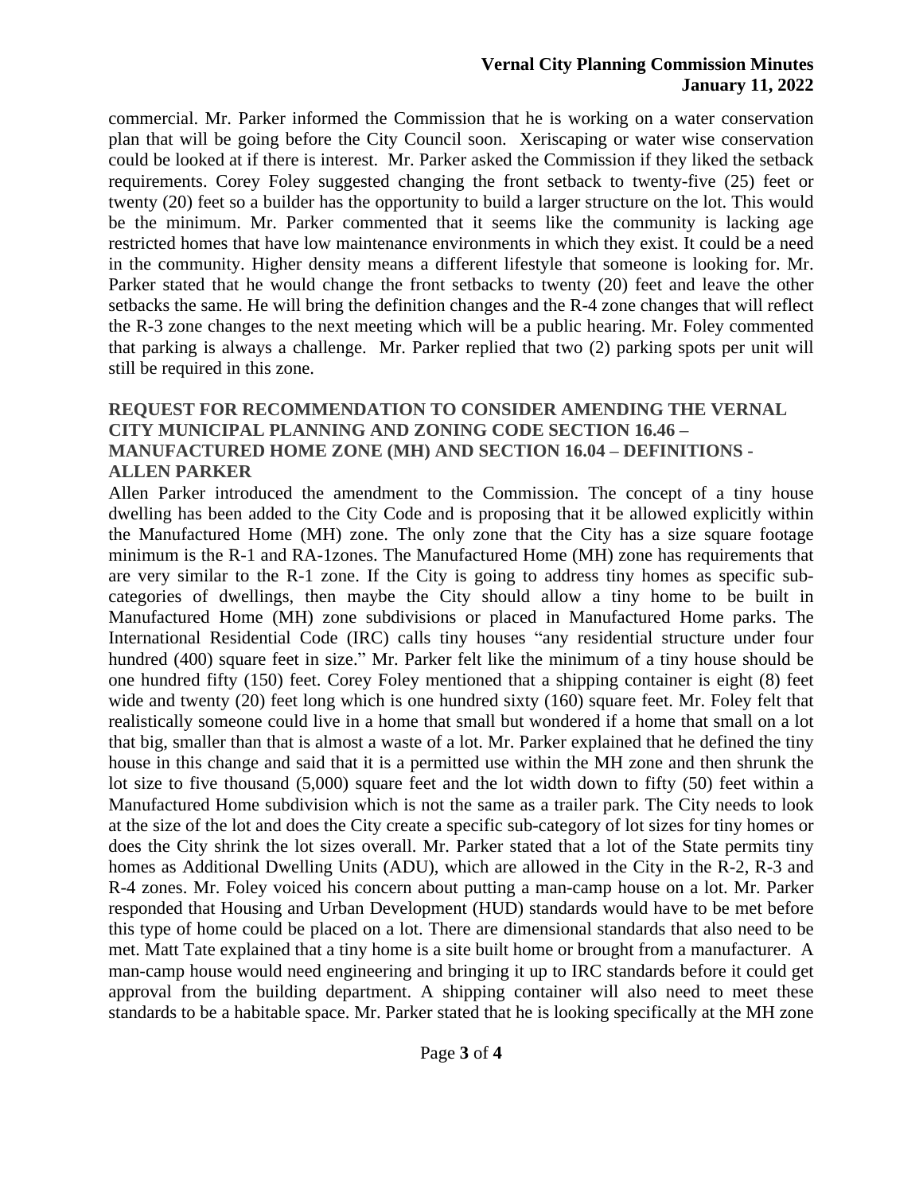commercial. Mr. Parker informed the Commission that he is working on a water conservation plan that will be going before the City Council soon. Xeriscaping or water wise conservation could be looked at if there is interest. Mr. Parker asked the Commission if they liked the setback requirements. Corey Foley suggested changing the front setback to twenty-five (25) feet or twenty (20) feet so a builder has the opportunity to build a larger structure on the lot. This would be the minimum. Mr. Parker commented that it seems like the community is lacking age restricted homes that have low maintenance environments in which they exist. It could be a need in the community. Higher density means a different lifestyle that someone is looking for. Mr. Parker stated that he would change the front setbacks to twenty (20) feet and leave the other setbacks the same. He will bring the definition changes and the R-4 zone changes that will reflect the R-3 zone changes to the next meeting which will be a public hearing. Mr. Foley commented that parking is always a challenge. Mr. Parker replied that two (2) parking spots per unit will still be required in this zone.

**REQUEST FOR RECOMMENDATION TO CONSIDER AMENDING THE VERNAL CITY MUNICIPAL PLANNING AND ZONING CODE SECTION 16.46 – MANUFACTURED HOME ZONE (MH) AND SECTION 16.04 – DEFINITIONS - ALLEN PARKER**

Allen Parker introduced the amendment to the Commission. The concept of a tiny house dwelling has been added to the City Code and is proposing that it be allowed explicitly within the Manufactured Home (MH) zone. The only zone that the City has a size square footage minimum is the R-1 and RA-1zones. The Manufactured Home (MH) zone has requirements that are very similar to the R-1 zone. If the City is going to address tiny homes as specific sub-categories of dwellings, then maybe the City should allow a tiny home to be built in Manufactured Home (MH) zone subdivisions or placed in Manufactured Home parks. The International Residential Code (IRC) calls tiny houses "any residential structure under four hundred (400) square feet in size." Mr. Parker felt like the minimum of a tiny house should be one hundred fifty (150) feet. Corey Foley mentioned that a shipping container is eight (8) feet wide and twenty (20) feet long which is one hundred sixty (160) square feet. Mr. Foley felt that realistically someone could live in a home that small but wondered if a home that small on a lot that big, smaller than that is almost a waste of a lot. Mr. Parker explained that he defined the tiny house in this change and said that it is a permitted use within the MH zone and then shrunk the lot size to five thousand (5,000) square feet and the lot width down to fifty (50) feet within a Manufactured Home subdivision which is not the same as a trailer park. The City needs to look at the size of the lot and does the City create a specific sub-category of lot sizes for tiny homes or does the City shrink the lot sizes overall. Mr. Parker stated that a lot of the State permits tiny homes as Additional Dwelling Units (ADU), which are allowed in the City in the R-2, R-3 and R-4 zones. Mr. Foley voiced his concern about putting a man-camp house on a lot. Mr. Parker responded that Housing and Urban Development (HUD) standards would have to be met before this type of home could be placed on a lot. There are dimensional standards that also need to be met. Matt Tate explained that a tiny home is a site built home or brought from a manufacturer. A man-camp house would need engineering and bringing it up to IRC standards before it could get approval from the building department. A shipping container will also need to meet these standards to be a habitable space. Mr. Parker stated that he is looking specifically at the MH zone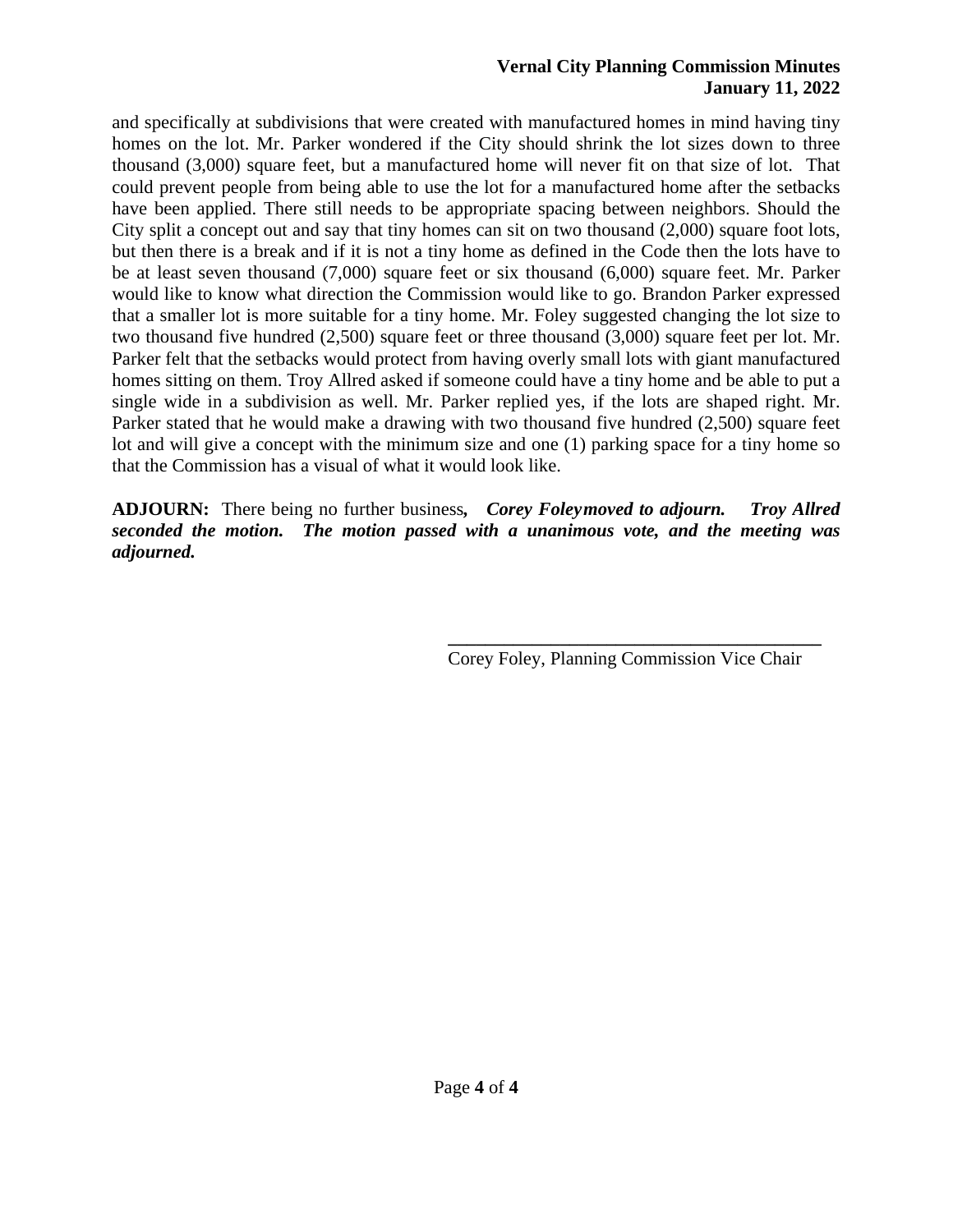and specifically at subdivisions that were created with manufactured homes in mind having tiny homes on the lot. Mr. Parker wondered if the City should shrink the lot sizes down to three thousand (3,000) square feet, but a manufactured home will never fit on that size of lot. That could prevent people from being able to use the lot for a manufactured home after the setbacks have been applied. There still needs to be appropriate spacing between neighbors. Should the City split a concept out and say that tiny homes can sit on two thousand (2,000) square foot lots, but then there is a break and if it is not a tiny home as defined in the Code then the lots have to be at least seven thousand (7,000) square feet or six thousand (6,000) square feet. Mr. Parker would like to know what direction the Commission would like to go. Brandon Parker expressed that a smaller lot is more suitable for a tiny home. Mr. Foley suggested changing the lot size to two thousand five hundred (2,500) square feet or three thousand (3,000) square feet per lot. Mr. Parker felt that the setbacks would protect from having overly small lots with giant manufactured homes sitting on them. Troy Allred asked if someone could have a tiny home and be able to put a single wide in a subdivision as well. Mr. Parker replied yes, if the lots are shaped right. Mr. Parker stated that he would make a drawing with two thousand five hundred (2,500) square feet lot and will give a concept with the minimum size and one (1) parking space for a tiny home so that the Commission has a visual of what it would look like.

**ADJOURN:** There being no further business**,** ***Corey Foley moved to adjourn. Troy Allred seconded the motion. The motion passed with a unanimous vote, and the meeting was adjourned.***

\_\_\_\_\_\_\_\_\_\_\_\_\_\_\_\_\_\_\_\_\_\_\_\_\_\_\_\_\_\_\_\_\_\_\_\_\_\_\_\_

Corey Foley, Planning Commission Vice Chair